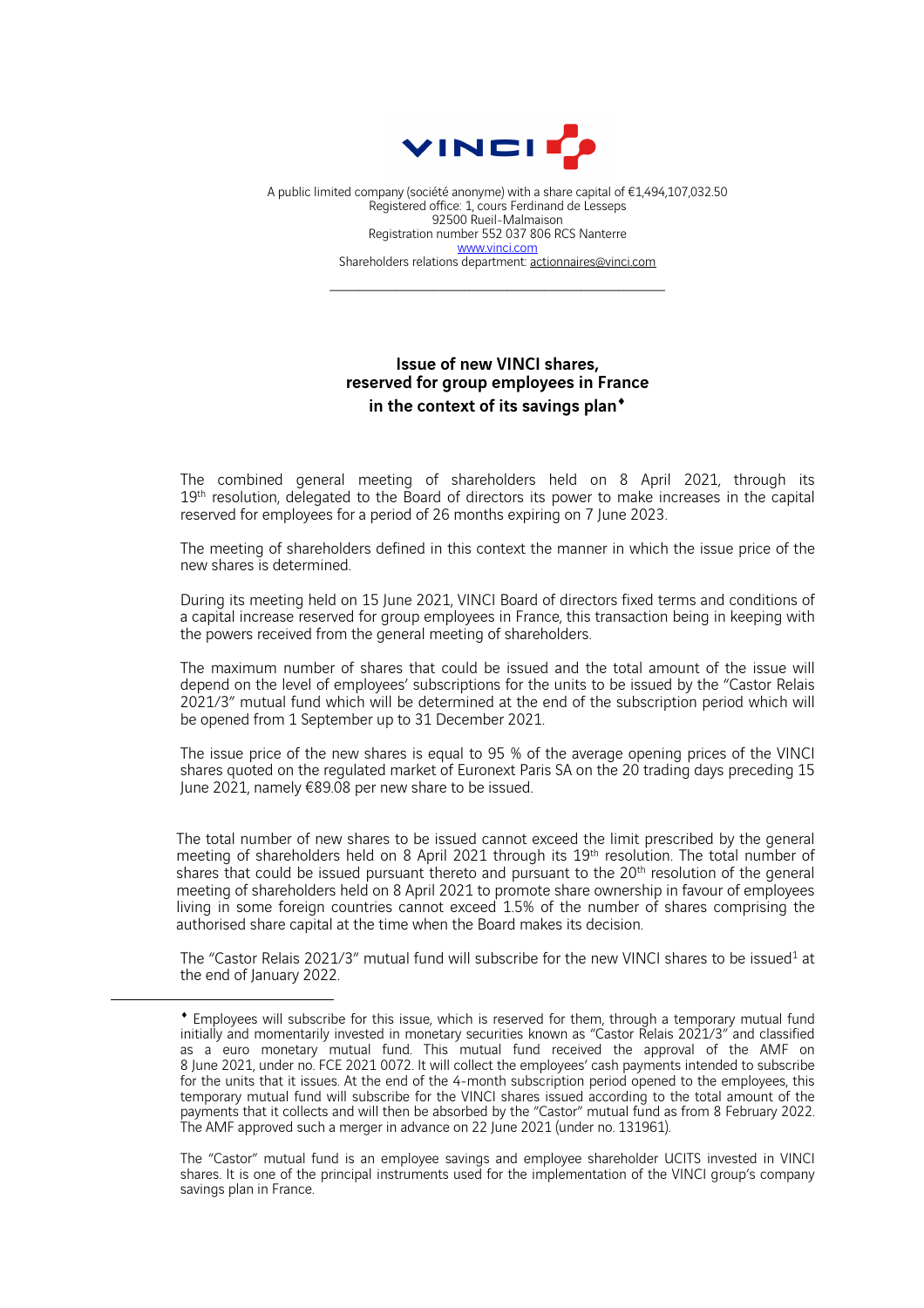A public limited company (société anonyme) with a share capital of €1,494,107,032.50
Registered office: 1, cours Ferdinand de Lesseps
92500 Rueil-Malmaison
Registration number 552 037 806 RCS Nanterre
www.vinci.com
Shareholders relations department: actionnaires@vinci.com

---

## Issue of new VINCI shares, reserved for group employees in France in the context of its savings plan♦

The combined general meeting of shareholders held on 8 April 2021, through its 19th resolution, delegated to the Board of directors its power to make increases in the capital reserved for employees for a period of 26 months expiring on 7 June 2023.

The meeting of shareholders defined in this context the manner in which the issue price of the new shares is determined.

During its meeting held on 15 June 2021, VINCI Board of directors fixed terms and conditions of a capital increase reserved for group employees in France, this transaction being in keeping with the powers received from the general meeting of shareholders.

The maximum number of shares that could be issued and the total amount of the issue will depend on the level of employees' subscriptions for the units to be issued by the "Castor Relais 2021/3" mutual fund which will be determined at the end of the subscription period which will be opened from 1 September up to 31 December 2021.

The issue price of the new shares is equal to 95 % of the average opening prices of the VINCI shares quoted on the regulated market of Euronext Paris SA on the 20 trading days preceding 15 June 2021, namely €89.08 per new share to be issued.

The total number of new shares to be issued cannot exceed the limit prescribed by the general meeting of shareholders held on 8 April 2021 through its 19th resolution. The total number of shares that could be issued pursuant thereto and pursuant to the 20th resolution of the general meeting of shareholders held on 8 April 2021 to promote share ownership in favour of employees living in some foreign countries cannot exceed 1.5% of the number of shares comprising the authorised share capital at the time when the Board makes its decision.

The "Castor Relais 2021/3" mutual fund will subscribe for the new VINCI shares to be issued[1] at the end of January 2022.

---

♦ Employees will subscribe for this issue, which is reserved for them, through a temporary mutual fund initially and momentarily invested in monetary securities known as "Castor Relais 2021/3" and classified as a euro monetary mutual fund. This mutual fund received the approval of the AMF on 8 June 2021, under no. FCE 2021 0072. It will collect the employees' cash payments intended to subscribe for the units that it issues. At the end of the 4-month subscription period opened to the employees, this temporary mutual fund will subscribe for the VINCI shares issued according to the total amount of the payments that it collects and will then be absorbed by the "Castor" mutual fund as from 8 February 2022. The AMF approved such a merger in advance on 22 June 2021 (under no. 131961).

The "Castor" mutual fund is an employee savings and employee shareholder UCITS invested in VINCI shares. It is one of the principal instruments used for the implementation of the VINCI group's company savings plan in France.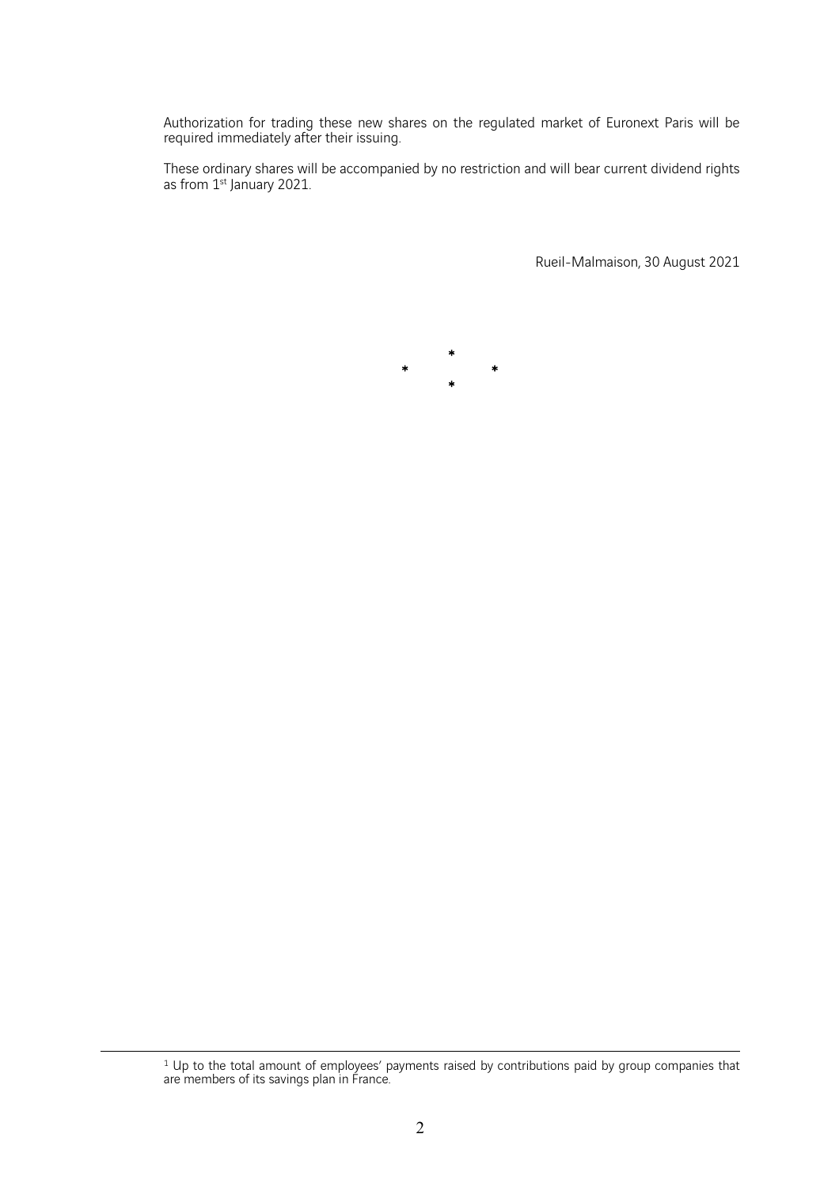Authorization for trading these new shares on the regulated market of Euronext Paris will be required immediately after their issuing.

These ordinary shares will be accompanied by no restriction and will bear current dividend rights as from 1st January 2021.

Rueil-Malmaison, 30 August 2021

*

*  *

*

---

[1] Up to the total amount of employees' payments raised by contributions paid by group companies that are members of its savings plan in France.